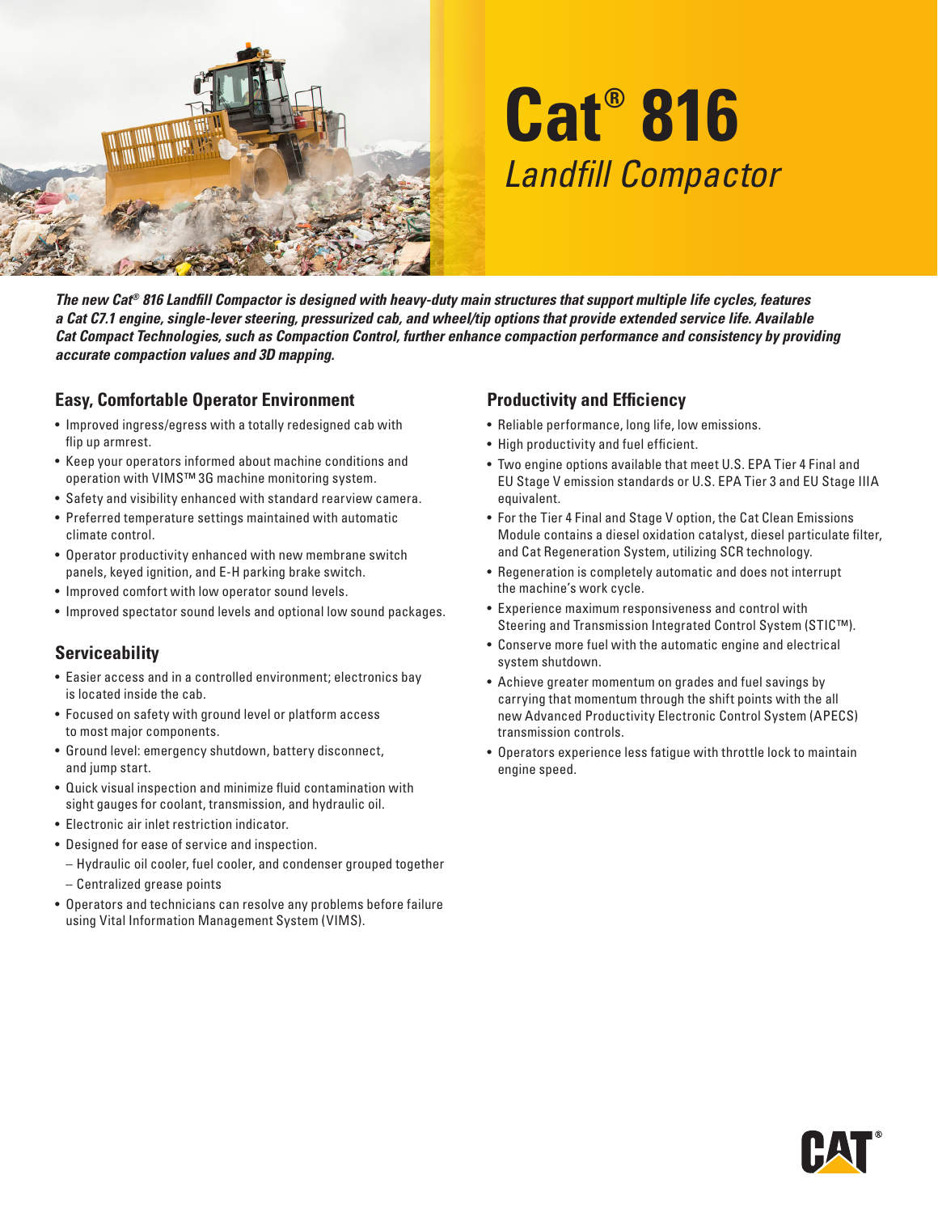# Cat® 816

*Landfill Compactor*

***The new Cat® 816 Landfill Compactor is designed with heavy-duty main structures that support multiple life cycles, features a Cat C7.1 engine, single-lever steering, pressurized cab, and wheel/tip options that provide extended service life. Available Cat Compact Technologies, such as Compaction Control, further enhance compaction performance and consistency by providing accurate compaction values and 3D mapping.***

## Easy, Comfortable Operator Environment

- Improved ingress/egress with a totally redesigned cab with flip up armrest.
- Keep your operators informed about machine conditions and operation with VIMS™ 3G machine monitoring system.
- Safety and visibility enhanced with standard rearview camera.
- Preferred temperature settings maintained with automatic climate control.
- Operator productivity enhanced with new membrane switch panels, keyed ignition, and E-H parking brake switch.
- Improved comfort with low operator sound levels.
- Improved spectator sound levels and optional low sound packages.

## Serviceability

- Easier access and in a controlled environment; electronics bay is located inside the cab.
- Focused on safety with ground level or platform access to most major components.
- Ground level: emergency shutdown, battery disconnect, and jump start.
- Quick visual inspection and minimize fluid contamination with sight gauges for coolant, transmission, and hydraulic oil.
- Electronic air inlet restriction indicator.
- Designed for ease of service and inspection.
  - Hydraulic oil cooler, fuel cooler, and condenser grouped together
  - Centralized grease points
- Operators and technicians can resolve any problems before failure using Vital Information Management System (VIMS).

## Productivity and Efficiency

- Reliable performance, long life, low emissions.
- High productivity and fuel efficient.
- Two engine options available that meet U.S. EPA Tier 4 Final and EU Stage V emission standards or U.S. EPA Tier 3 and EU Stage IIIA equivalent.
- For the Tier 4 Final and Stage V option, the Cat Clean Emissions Module contains a diesel oxidation catalyst, diesel particulate filter, and Cat Regeneration System, utilizing SCR technology.
- Regeneration is completely automatic and does not interrupt the machine's work cycle.
- Experience maximum responsiveness and control with Steering and Transmission Integrated Control System (STIC™).
- Conserve more fuel with the automatic engine and electrical system shutdown.
- Achieve greater momentum on grades and fuel savings by carrying that momentum through the shift points with the all new Advanced Productivity Electronic Control System (APECS) transmission controls.
- Operators experience less fatigue with throttle lock to maintain engine speed.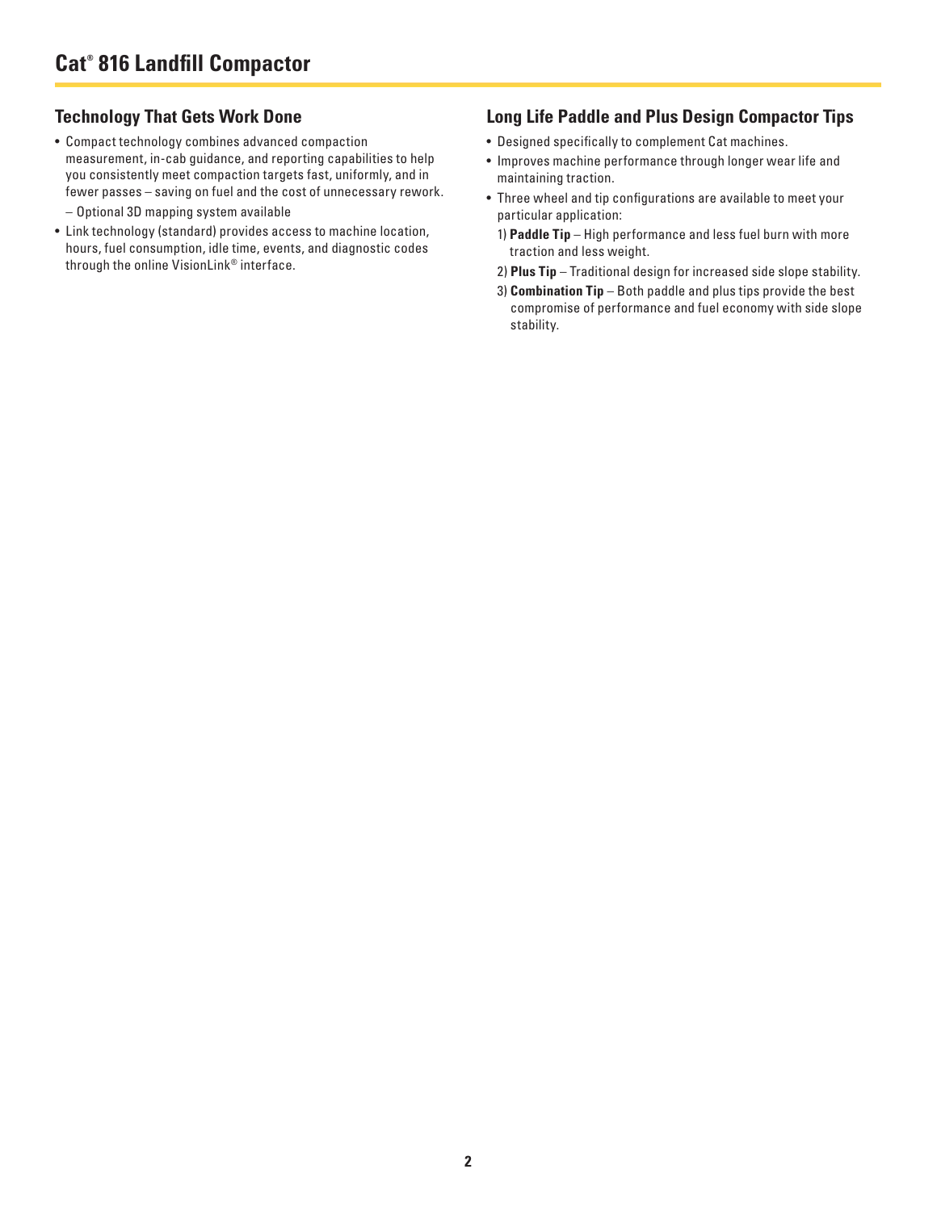# Cat® 816 Landfill Compactor

## Technology That Gets Work Done

- Compact technology combines advanced compaction measurement, in-cab guidance, and reporting capabilities to help you consistently meet compaction targets fast, uniformly, and in fewer passes – saving on fuel and the cost of unnecessary rework.
  - Optional 3D mapping system available
- Link technology (standard) provides access to machine location, hours, fuel consumption, idle time, events, and diagnostic codes through the online VisionLink® interface.

## Long Life Paddle and Plus Design Compactor Tips

- Designed specifically to complement Cat machines.
- Improves machine performance through longer wear life and maintaining traction.
- Three wheel and tip configurations are available to meet your particular application:
  1) **Paddle Tip** – High performance and less fuel burn with more traction and less weight.
  2) **Plus Tip** – Traditional design for increased side slope stability.
  3) **Combination Tip** – Both paddle and plus tips provide the best compromise of performance and fuel economy with side slope stability.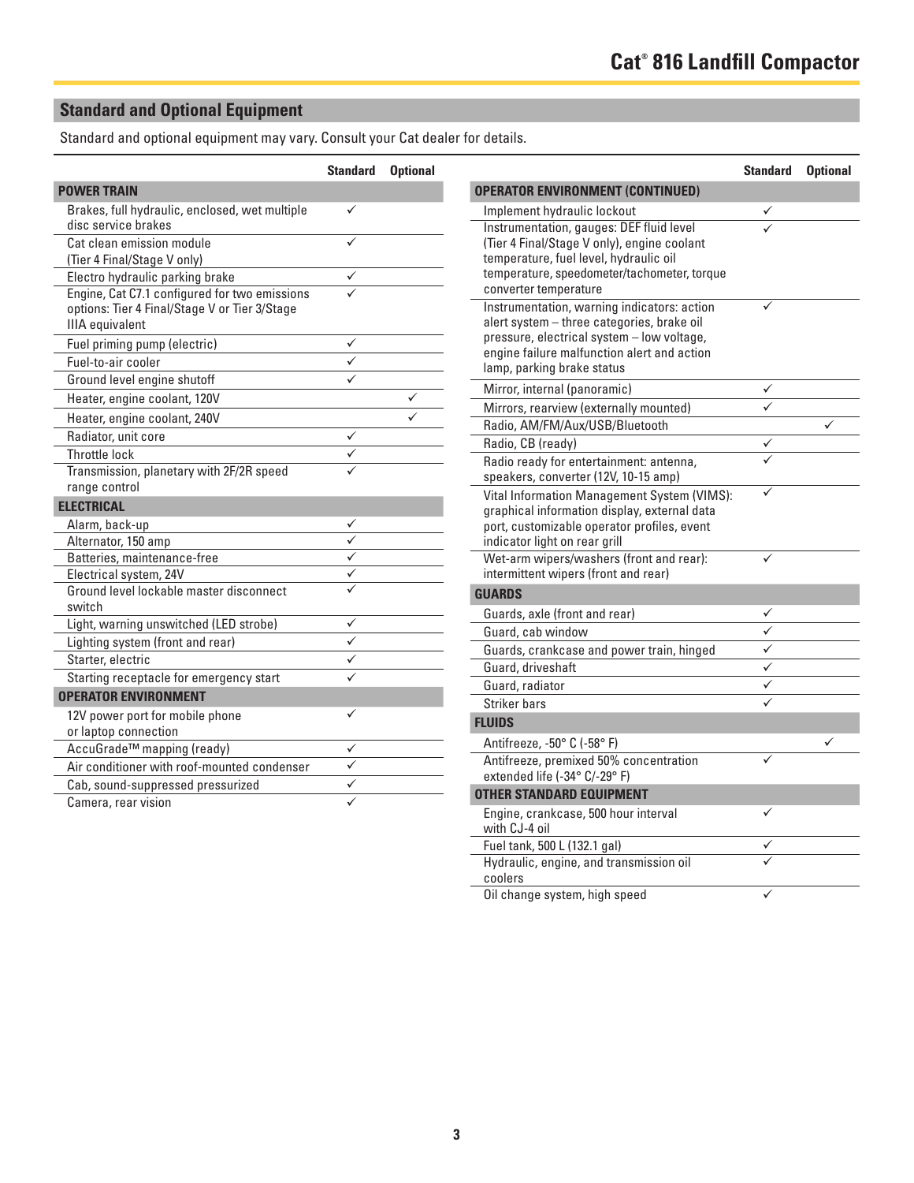## Standard and Optional Equipment

Standard and optional equipment may vary. Consult your Cat dealer for details.

| | Standard | Optional |
|---|---|---|
| **POWER TRAIN** | | |
| Brakes, full hydraulic, enclosed, wet multiple disc service brakes | ✓ | |
| Cat clean emission module (Tier 4 Final/Stage V only) | ✓ | |
| Electro hydraulic parking brake | ✓ | |
| Engine, Cat C7.1 configured for two emissions options: Tier 4 Final/Stage V or Tier 3/Stage IIIA equivalent | ✓ | |
| Fuel priming pump (electric) | ✓ | |
| Fuel-to-air cooler | ✓ | |
| Ground level engine shutoff | ✓ | |
| Heater, engine coolant, 120V | | ✓ |
| Heater, engine coolant, 240V | | ✓ |
| Radiator, unit core | ✓ | |
| Throttle lock | ✓ | |
| Transmission, planetary with 2F/2R speed range control | ✓ | |
| **ELECTRICAL** | | |
| Alarm, back-up | ✓ | |
| Alternator, 150 amp | ✓ | |
| Batteries, maintenance-free | ✓ | |
| Electrical system, 24V | ✓ | |
| Ground level lockable master disconnect switch | ✓ | |
| Light, warning unswitched (LED strobe) | ✓ | |
| Lighting system (front and rear) | ✓ | |
| Starter, electric | ✓ | |
| Starting receptacle for emergency start | ✓ | |
| **OPERATOR ENVIRONMENT** | | |
| 12V power port for mobile phone or laptop connection | ✓ | |
| AccuGrade™ mapping (ready) | ✓ | |
| Air conditioner with roof-mounted condenser | ✓ | |
| Cab, sound-suppressed pressurized | ✓ | |
| Camera, rear vision | ✓ | |

| | Standard | Optional |
|---|---|---|
| **OPERATOR ENVIRONMENT (CONTINUED)** | | |
| Implement hydraulic lockout | ✓ | |
| Instrumentation, gauges: DEF fluid level (Tier 4 Final/Stage V only), engine coolant temperature, fuel level, hydraulic oil temperature, speedometer/tachometer, torque converter temperature | ✓ | |
| Instrumentation, warning indicators: action alert system – three categories, brake oil pressure, electrical system – low voltage, engine failure malfunction alert and action lamp, parking brake status | ✓ | |
| Mirror, internal (panoramic) | ✓ | |
| Mirrors, rearview (externally mounted) | ✓ | |
| Radio, AM/FM/Aux/USB/Bluetooth | | ✓ |
| Radio, CB (ready) | ✓ | |
| Radio ready for entertainment: antenna, speakers, converter (12V, 10-15 amp) | ✓ | |
| Vital Information Management System (VIMS): graphical information display, external data port, customizable operator profiles, event indicator light on rear grill | ✓ | |
| Wet-arm wipers/washers (front and rear): intermittent wipers (front and rear) | ✓ | |
| **GUARDS** | | |
| Guards, axle (front and rear) | ✓ | |
| Guard, cab window | ✓ | |
| Guards, crankcase and power train, hinged | ✓ | |
| Guard, driveshaft | ✓ | |
| Guard, radiator | ✓ | |
| Striker bars | ✓ | |
| **FLUIDS** | | |
| Antifreeze, -50° C (-58° F) | | ✓ |
| Antifreeze, premixed 50% concentration extended life (-34° C/-29° F) | ✓ | |
| **OTHER STANDARD EQUIPMENT** | | |
| Engine, crankcase, 500 hour interval with CJ-4 oil | ✓ | |
| Fuel tank, 500 L (132.1 gal) | ✓ | |
| Hydraulic, engine, and transmission oil coolers | ✓ | |
| Oil change system, high speed | ✓ | |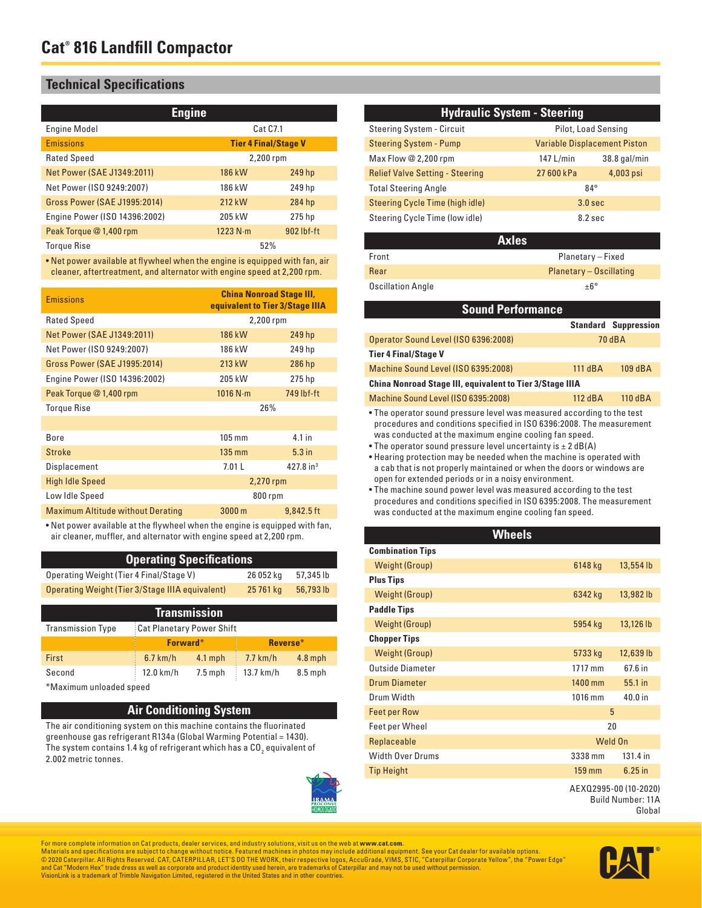# Cat® 816 Landfill Compactor

## Technical Specifications

### Engine

| | | |
|---|---|---|
| Engine Model | Cat C7.1 | |
| **Emissions** | **Tier 4 Final/Stage V** | |
| Rated Speed | 2,200 rpm | |
| Net Power (SAE J1349:2011) | 186 kW | 249 hp |
| Net Power (ISO 9249:2007) | 186 kW | 249 hp |
| Gross Power (SAE J1995:2014) | 212 kW | 284 hp |
| Engine Power (ISO 14396:2002) | 205 kW | 275 hp |
| Peak Torque @ 1,400 rpm | 1223 N·m | 902 lbf-ft |
| Torque Rise | 52% | |

• Net power available at flywheel when the engine is equipped with fan, air cleaner, aftertreatment, and alternator with engine speed at 2,200 rpm.

| | | |
|---|---|---|
| Emissions | **China Nonroad Stage III, equivalent to Tier 3/Stage IIIA** | |
| Rated Speed | 2,200 rpm | |
| Net Power (SAE J1349:2011) | 186 kW | 249 hp |
| Net Power (ISO 9249:2007) | 186 kW | 249 hp |
| Gross Power (SAE J1995:2014) | 213 kW | 286 hp |
| Engine Power (ISO 14396:2002) | 205 kW | 275 hp |
| Peak Torque @ 1,400 rpm | 1016 N·m | 749 lbf-ft |
| Torque Rise | 26% | |
| | | |
| Bore | 105 mm | 4.1 in |
| Stroke | 135 mm | 5.3 in |
| Displacement | 7.01 L | 427.8 in³ |
| High Idle Speed | 2,270 rpm | |
| Low Idle Speed | 800 rpm | |
| Maximum Altitude without Derating | 3000 m | 9,842.5 ft |

• Net power available at the flywheel when the engine is equipped with fan, air cleaner, muffler, and alternator with engine speed at 2,200 rpm.

### Operating Specifications

| | | |
|---|---|---|
| Operating Weight (Tier 4 Final/Stage V) | 26 052 kg | 57,345 lb |
| Operating Weight (Tier 3/Stage IIIA equivalent) | 25 761 kg | 56,793 lb |

### Transmission

| | | | | |
|---|---|---|---|---|
| Transmission Type | Cat Planetary Power Shift | | | |
| | **Forward*** | | **Reverse*** | |
| First | 6.7 km/h | 4.1 mph | 7.7 km/h | 4.8 mph |
| Second | 12.0 km/h | 7.5 mph | 13.7 km/h | 8.5 mph |

*Maximum unloaded speed

### Air Conditioning System

The air conditioning system on this machine contains the fluorinated greenhouse gas refrigerant R134a (Global Warming Potential = 1430). The system contains 1.4 kg of refrigerant which has a $CO_2$ equivalent of 2.002 metric tonnes.

### Hydraulic System - Steering

| | | |
|---|---|---|
| Steering System - Circuit | Pilot, Load Sensing | |
| Steering System - Pump | Variable Displacement Piston | |
| Max Flow @ 2,200 rpm | 147 L/min | 38.8 gal/min |
| Relief Valve Setting - Steering | 27 600 kPa | 4,003 psi |
| Total Steering Angle | 84° | |
| Steering Cycle Time (high idle) | 3.0 sec | |
| Steering Cycle Time (low idle) | 8.2 sec | |

### Axles

| | |
|---|---|
| Front | Planetary – Fixed |
| Rear | Planetary – Oscillating |
| Oscillation Angle | ±6° |

### Sound Performance

| | Standard | Suppression |
|---|---|---|
| Operator Sound Level (ISO 6396:2008) | 70 dBA | |
| **Tier 4 Final/Stage V** | | |
| Machine Sound Level (ISO 6395:2008) | 111 dBA | 109 dBA |
| **China Nonroad Stage III, equivalent to Tier 3/Stage IIIA** | | |
| Machine Sound Level (ISO 6395:2008) | 112 dBA | 110 dBA |

- The operator sound pressure level was measured according to the test procedures and conditions specified in ISO 6396:2008. The measurement was conducted at the maximum engine cooling fan speed.
- The operator sound pressure level uncertainty is ± 2 dB(A)
- Hearing protection may be needed when the machine is operated with a cab that is not properly maintained or when the doors or windows are open for extended periods or in a noisy environment.
- The machine sound power level was measured according to the test procedures and conditions specified in ISO 6395:2008. The measurement was conducted at the maximum engine cooling fan speed.

### Wheels

| | | |
|---|---|---|
| **Combination Tips** | | |
| Weight (Group) | 6148 kg | 13,554 lb |
| **Plus Tips** | | |
| Weight (Group) | 6342 kg | 13,982 lb |
| **Paddle Tips** | | |
| Weight (Group) | 5954 kg | 13,126 lb |
| **Chopper Tips** | | |
| Weight (Group) | 5733 kg | 12,639 lb |
| Outside Diameter | 1717 mm | 67.6 in |
| Drum Diameter | 1400 mm | 55.1 in |
| Drum Width | 1016 mm | 40.0 in |
| Feet per Row | 5 | |
| Feet per Wheel | 20 | |
| Replaceable | Weld On | |
| Width Over Drums | 3338 mm | 131.4 in |
| Tip Height | 159 mm | 6.25 in |

AEXQ2995-00 (10-2020)
Build Number: 11A
Global

For more complete information on Cat products, dealer services, and industry solutions, visit us on the web at **www.cat.com**.
Materials and specifications are subject to change without notice. Featured machines in photos may include additional equipment. See your Cat dealer for available options.
© 2020 Caterpillar. All Rights Reserved. CAT, CATERPILLAR, LET'S DO THE WORK, their respective logos, AccuGrade, VIMS, STIC, "Caterpillar Corporate Yellow", the "Power Edge" and Cat "Modern Hex" trade dress as well as corporate and product identity used herein, are trademarks of Caterpillar and may not be used without permission.
VisionLink is a trademark of Trimble Navigation Limited, registered in the United States and in other countries.